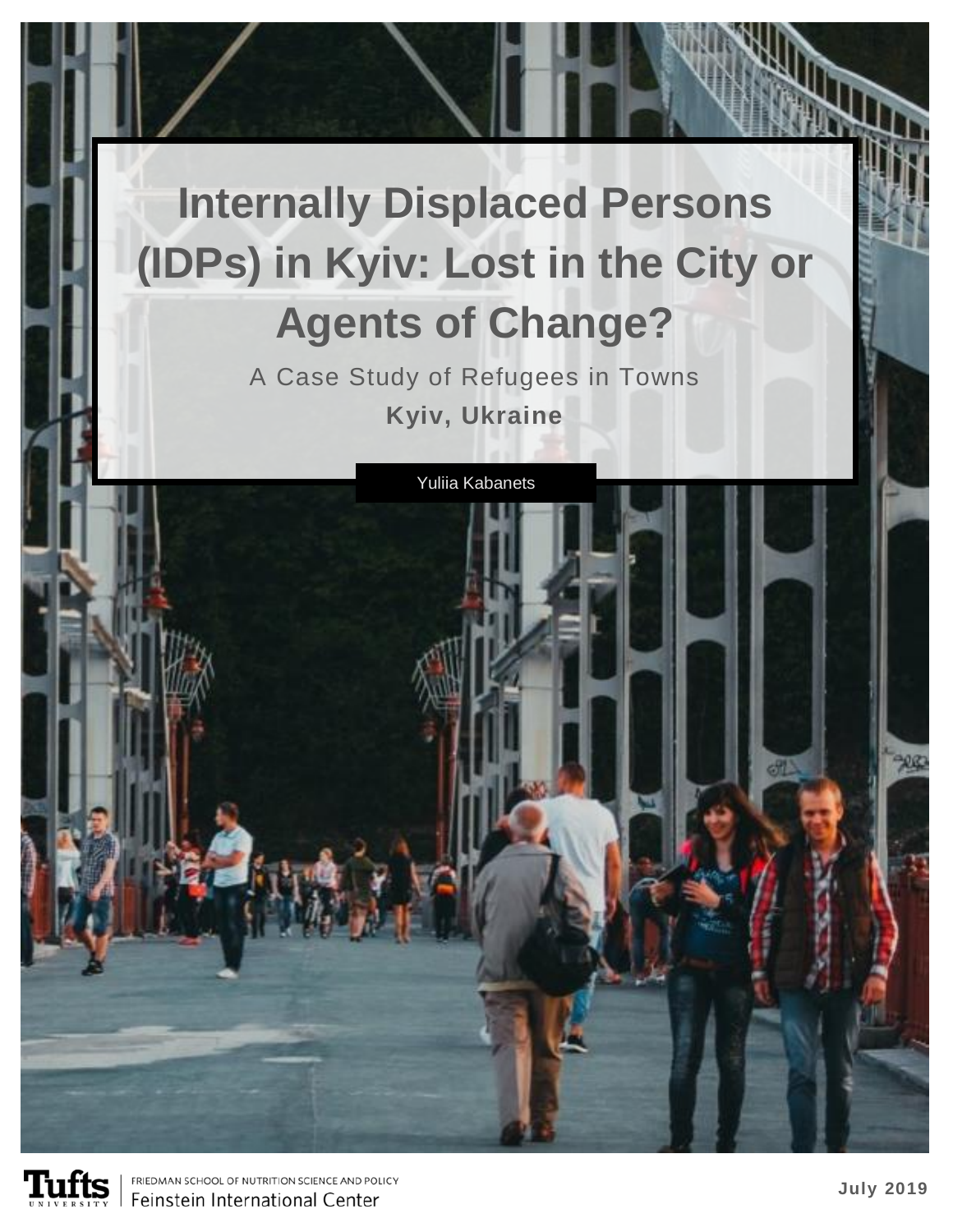# Internally Displaced Persons (IDPs) in Kyiv: Lost in the City or Agents of Change?

A Case Study of Refugees in Towns

**Kyiv, Ukraine**

Yuliia Kabanets

Tufts University

FRIEDMAN SCHOOL OF NUTRITION SCIENCE AND POLICY

Feinstein International Center

**July 2019**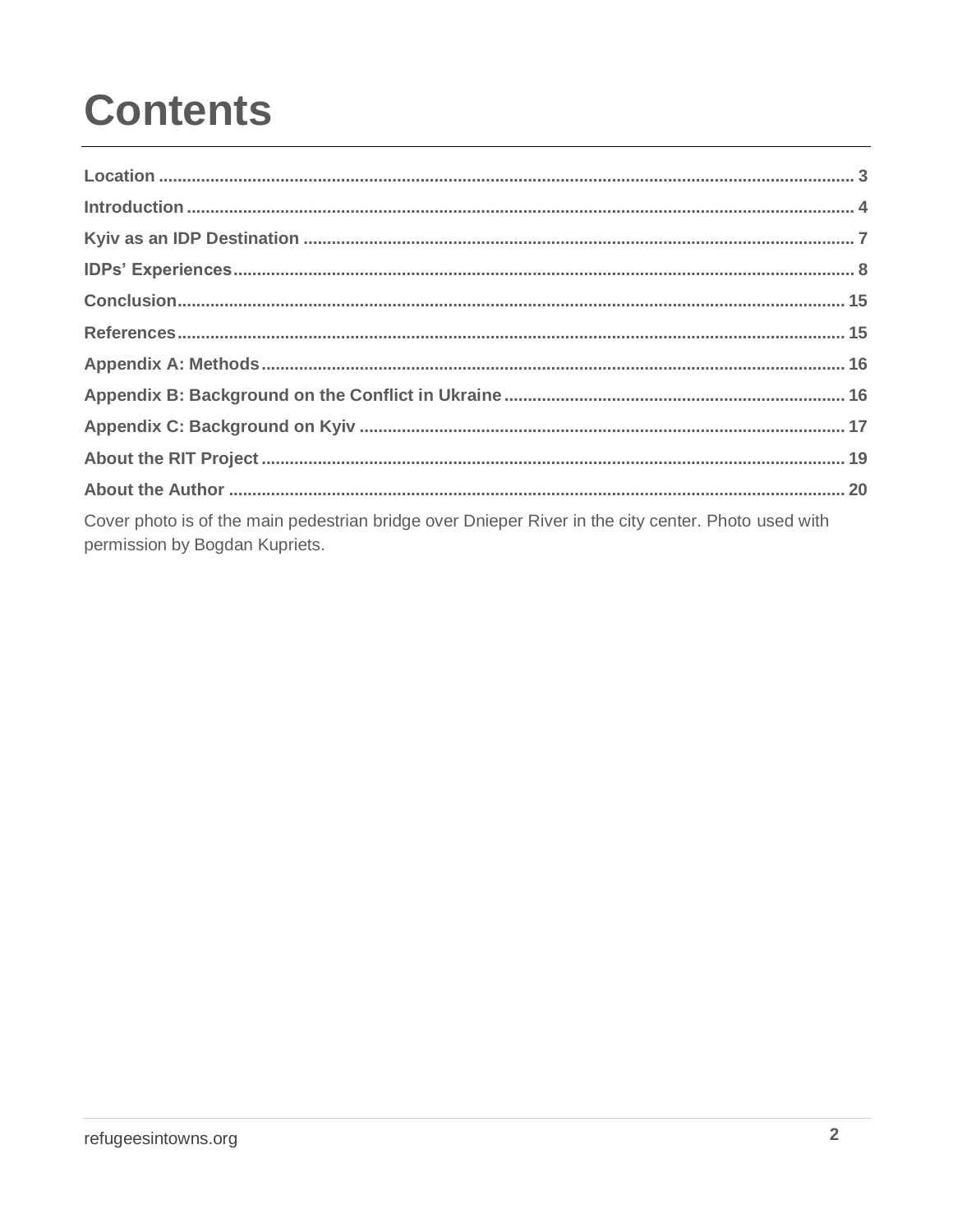# Contents

**Location** .................................................................................................................................................. 3

**Introduction** ........................................................................................................................................... 4

**Kyiv as an IDP Destination** ................................................................................................................... 7

**IDPs' Experiences** .................................................................................................................................. 8

**Conclusion** ........................................................................................................................................... 15

**References** ........................................................................................................................................... 15

**Appendix A: Methods** .......................................................................................................................... 16

**Appendix B: Background on the Conflict in Ukraine** ....................................................................... 16

**Appendix C: Background on Kyiv** ..................................................................................................... 17

**About the RIT Project** .......................................................................................................................... 19

**About the Author** ................................................................................................................................. 20

Cover photo is of the main pedestrian bridge over Dnieper River in the city center. Photo used with permission by Bogdan Kupriets.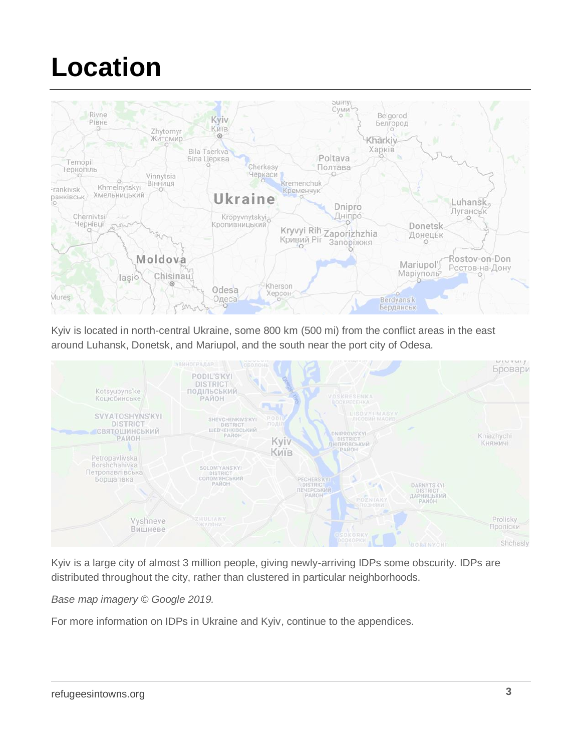# Location

Kyiv is located in north-central Ukraine, some 800 km (500 mi) from the conflict areas in the east around Luhansk, Donetsk, and Mariupol, and the south near the port city of Odesa.

Kyiv is a large city of almost 3 million people, giving newly-arriving IDPs some obscurity. IDPs are distributed throughout the city, rather than clustered in particular neighborhoods.

*Base map imagery © Google 2019.*

For more information on IDPs in Ukraine and Kyiv, continue to the appendices.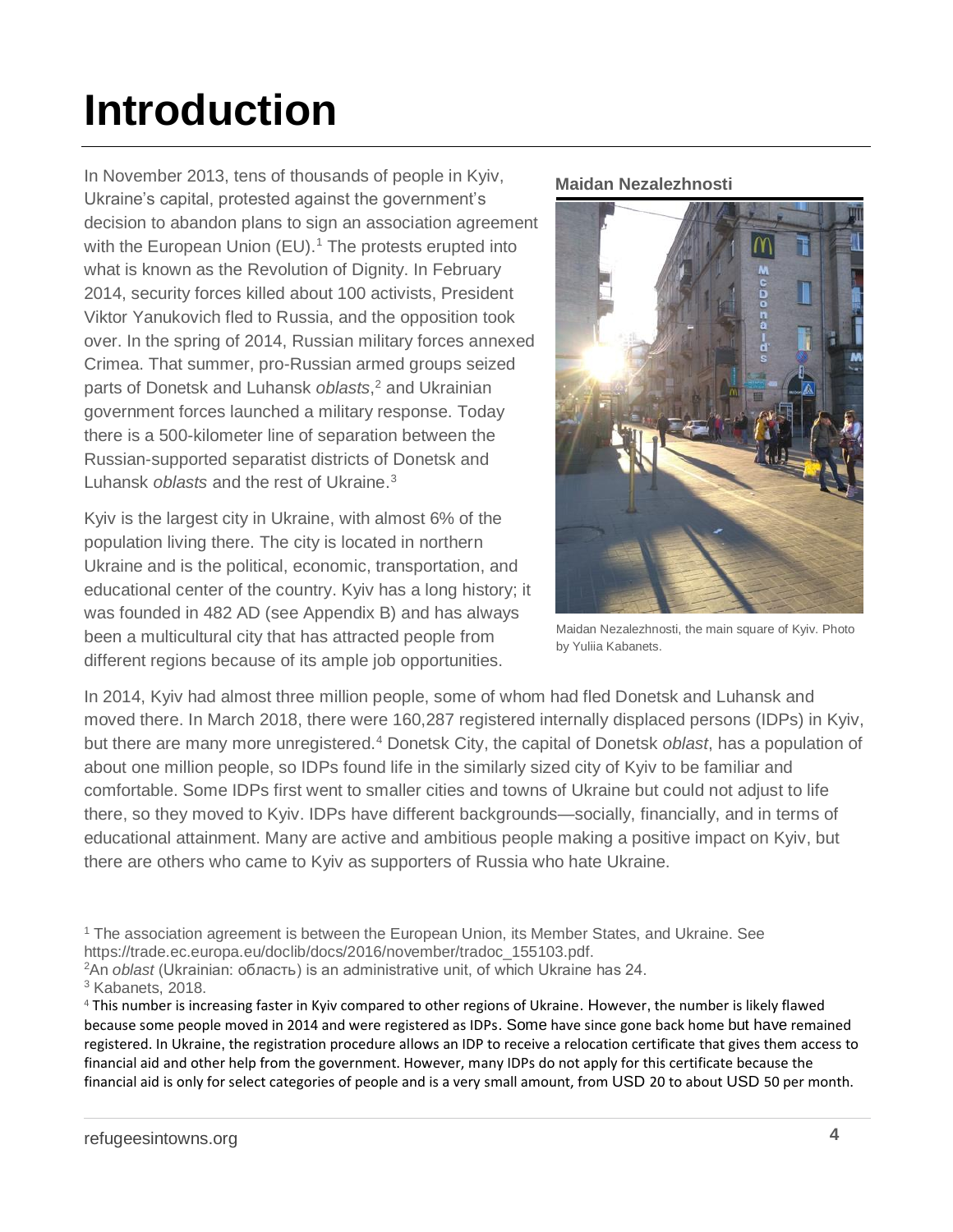# Introduction

In November 2013, tens of thousands of people in Kyiv, Ukraine's capital, protested against the government's decision to abandon plans to sign an association agreement with the European Union (EU).[1] The protests erupted into what is known as the Revolution of Dignity. In February 2014, security forces killed about 100 activists, President Viktor Yanukovich fled to Russia, and the opposition took over. In the spring of 2014, Russian military forces annexed Crimea. That summer, pro-Russian armed groups seized parts of Donetsk and Luhansk *oblasts*,[2] and Ukrainian government forces launched a military response. Today there is a 500-kilometer line of separation between the Russian-supported separatist districts of Donetsk and Luhansk *oblasts* and the rest of Ukraine.[3]

**Maidan Nezalezhnosti**

Maidan Nezalezhnosti, the main square of Kyiv. Photo by Yuliia Kabanets.

Kyiv is the largest city in Ukraine, with almost 6% of the population living there. The city is located in northern Ukraine and is the political, economic, transportation, and educational center of the country. Kyiv has a long history; it was founded in 482 AD (see Appendix B) and has always been a multicultural city that has attracted people from different regions because of its ample job opportunities.

In 2014, Kyiv had almost three million people, some of whom had fled Donetsk and Luhansk and moved there. In March 2018, there were 160,287 registered internally displaced persons (IDPs) in Kyiv, but there are many more unregistered.[4] Donetsk City, the capital of Donetsk *oblast*, has a population of about one million people, so IDPs found life in the similarly sized city of Kyiv to be familiar and comfortable. Some IDPs first went to smaller cities and towns of Ukraine but could not adjust to life there, so they moved to Kyiv. IDPs have different backgrounds—socially, financially, and in terms of educational attainment. Many are active and ambitious people making a positive impact on Kyiv, but there are others who came to Kyiv as supporters of Russia who hate Ukraine.

[1] The association agreement is between the European Union, its Member States, and Ukraine. See https://trade.ec.europa.eu/doclib/docs/2016/november/tradoc_155103.pdf.

[2] An *oblast* (Ukrainian: область) is an administrative unit, of which Ukraine has 24.

[3] Kabanets, 2018.

[4] This number is increasing faster in Kyiv compared to other regions of Ukraine. However, the number is likely flawed because some people moved in 2014 and were registered as IDPs. Some have since gone back home but have remained registered. In Ukraine, the registration procedure allows an IDP to receive a relocation certificate that gives them access to financial aid and other help from the government. However, many IDPs do not apply for this certificate because the financial aid is only for select categories of people and is a very small amount, from USD 20 to about USD 50 per month.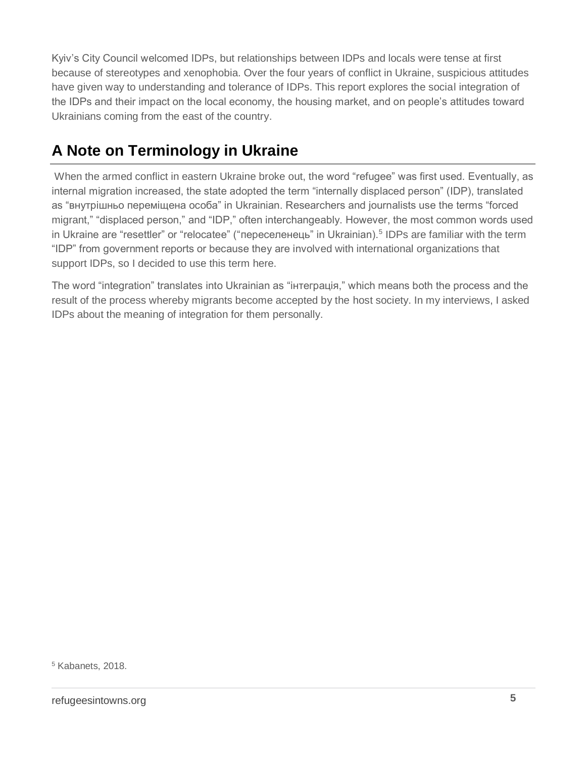Kyiv’s City Council welcomed IDPs, but relationships between IDPs and locals were tense at first because of stereotypes and xenophobia. Over the four years of conflict in Ukraine, suspicious attitudes have given way to understanding and tolerance of IDPs. This report explores the social integration of the IDPs and their impact on the local economy, the housing market, and on people’s attitudes toward Ukrainians coming from the east of the country.

## A Note on Terminology in Ukraine

When the armed conflict in eastern Ukraine broke out, the word “refugee” was first used. Eventually, as internal migration increased, the state adopted the term “internally displaced person” (IDP), translated as “внутрішньо переміщена особа” in Ukrainian. Researchers and journalists use the terms “forced migrant,” “displaced person,” and “IDP,” often interchangeably. However, the most common words used in Ukraine are “resettler” or “relocatee” (“переселенець” in Ukrainian).[5] IDPs are familiar with the term “IDP” from government reports or because they are involved with international organizations that support IDPs, so I decided to use this term here.

The word “integration” translates into Ukrainian as “інтеграція,” which means both the process and the result of the process whereby migrants become accepted by the host society. In my interviews, I asked IDPs about the meaning of integration for them personally.

[5] Kabanets, 2018.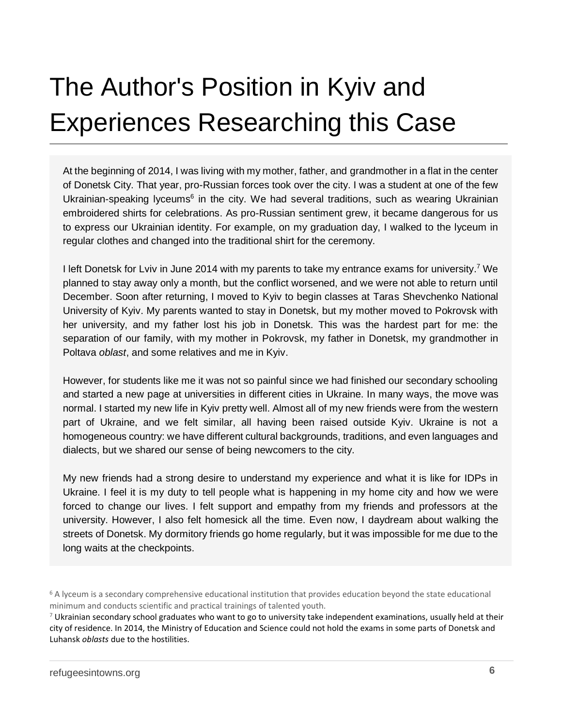# The Author's Position in Kyiv and Experiences Researching this Case

At the beginning of 2014, I was living with my mother, father, and grandmother in a flat in the center of Donetsk City. That year, pro-Russian forces took over the city. I was a student at one of the few Ukrainian-speaking lyceums[6] in the city. We had several traditions, such as wearing Ukrainian embroidered shirts for celebrations. As pro-Russian sentiment grew, it became dangerous for us to express our Ukrainian identity. For example, on my graduation day, I walked to the lyceum in regular clothes and changed into the traditional shirt for the ceremony.

I left Donetsk for Lviv in June 2014 with my parents to take my entrance exams for university.[7] We planned to stay away only a month, but the conflict worsened, and we were not able to return until December. Soon after returning, I moved to Kyiv to begin classes at Taras Shevchenko National University of Kyiv. My parents wanted to stay in Donetsk, but my mother moved to Pokrovsk with her university, and my father lost his job in Donetsk. This was the hardest part for me: the separation of our family, with my mother in Pokrovsk, my father in Donetsk, my grandmother in Poltava *oblast*, and some relatives and me in Kyiv.

However, for students like me it was not so painful since we had finished our secondary schooling and started a new page at universities in different cities in Ukraine. In many ways, the move was normal. I started my new life in Kyiv pretty well. Almost all of my new friends were from the western part of Ukraine, and we felt similar, all having been raised outside Kyiv. Ukraine is not a homogeneous country: we have different cultural backgrounds, traditions, and even languages and dialects, but we shared our sense of being newcomers to the city.

My new friends had a strong desire to understand my experience and what it is like for IDPs in Ukraine. I feel it is my duty to tell people what is happening in my home city and how we were forced to change our lives. I felt support and empathy from my friends and professors at the university. However, I also felt homesick all the time. Even now, I daydream about walking the streets of Donetsk. My dormitory friends go home regularly, but it was impossible for me due to the long waits at the checkpoints.

[6] A lyceum is a secondary comprehensive educational institution that provides education beyond the state educational minimum and conducts scientific and practical trainings of talented youth.

[7] Ukrainian secondary school graduates who want to go to university take independent examinations, usually held at their city of residence. In 2014, the Ministry of Education and Science could not hold the exams in some parts of Donetsk and Luhansk *oblasts* due to the hostilities.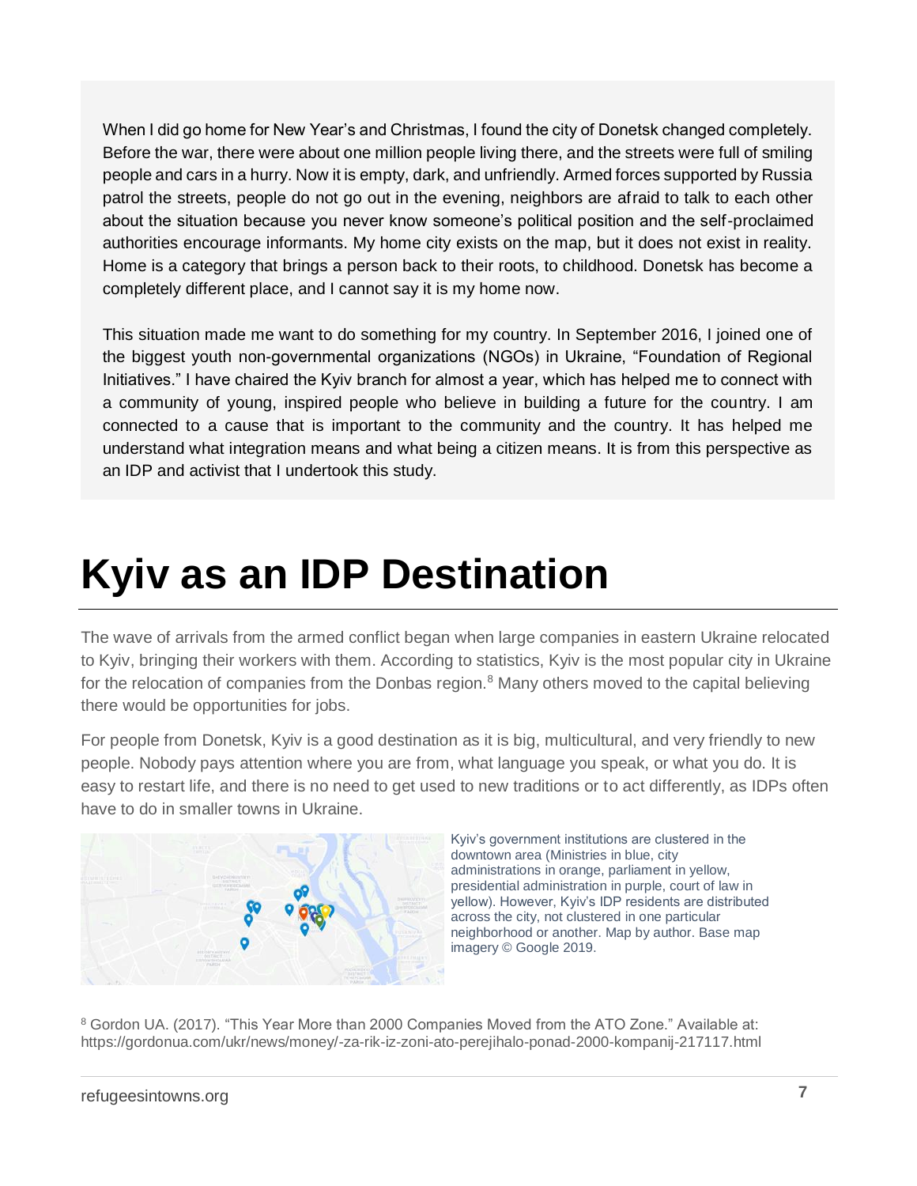When I did go home for New Year's and Christmas, I found the city of Donetsk changed completely. Before the war, there were about one million people living there, and the streets were full of smiling people and cars in a hurry. Now it is empty, dark, and unfriendly. Armed forces supported by Russia patrol the streets, people do not go out in the evening, neighbors are afraid to talk to each other about the situation because you never know someone's political position and the self-proclaimed authorities encourage informants. My home city exists on the map, but it does not exist in reality. Home is a category that brings a person back to their roots, to childhood. Donetsk has become a completely different place, and I cannot say it is my home now.

This situation made me want to do something for my country. In September 2016, I joined one of the biggest youth non-governmental organizations (NGOs) in Ukraine, "Foundation of Regional Initiatives." I have chaired the Kyiv branch for almost a year, which has helped me to connect with a community of young, inspired people who believe in building a future for the country. I am connected to a cause that is important to the community and the country. It has helped me understand what integration means and what being a citizen means. It is from this perspective as an IDP and activist that I undertook this study.

# Kyiv as an IDP Destination

The wave of arrivals from the armed conflict began when large companies in eastern Ukraine relocated to Kyiv, bringing their workers with them. According to statistics, Kyiv is the most popular city in Ukraine for the relocation of companies from the Donbas region.[8] Many others moved to the capital believing there would be opportunities for jobs.

For people from Donetsk, Kyiv is a good destination as it is big, multicultural, and very friendly to new people. Nobody pays attention where you are from, what language you speak, or what you do. It is easy to restart life, and there is no need to get used to new traditions or to act differently, as IDPs often have to do in smaller towns in Ukraine.

Kyiv's government institutions are clustered in the downtown area (Ministries in blue, city administrations in orange, parliament in yellow, presidential administration in purple, court of law in yellow). However, Kyiv's IDP residents are distributed across the city, not clustered in one particular neighborhood or another. Map by author. Base map imagery © Google 2019.

[8] Gordon UA. (2017). "This Year More than 2000 Companies Moved from the ATO Zone." Available at: https://gordonua.com/ukr/news/money/-za-rik-iz-zoni-ato-perejihalo-ponad-2000-kompanij-217117.html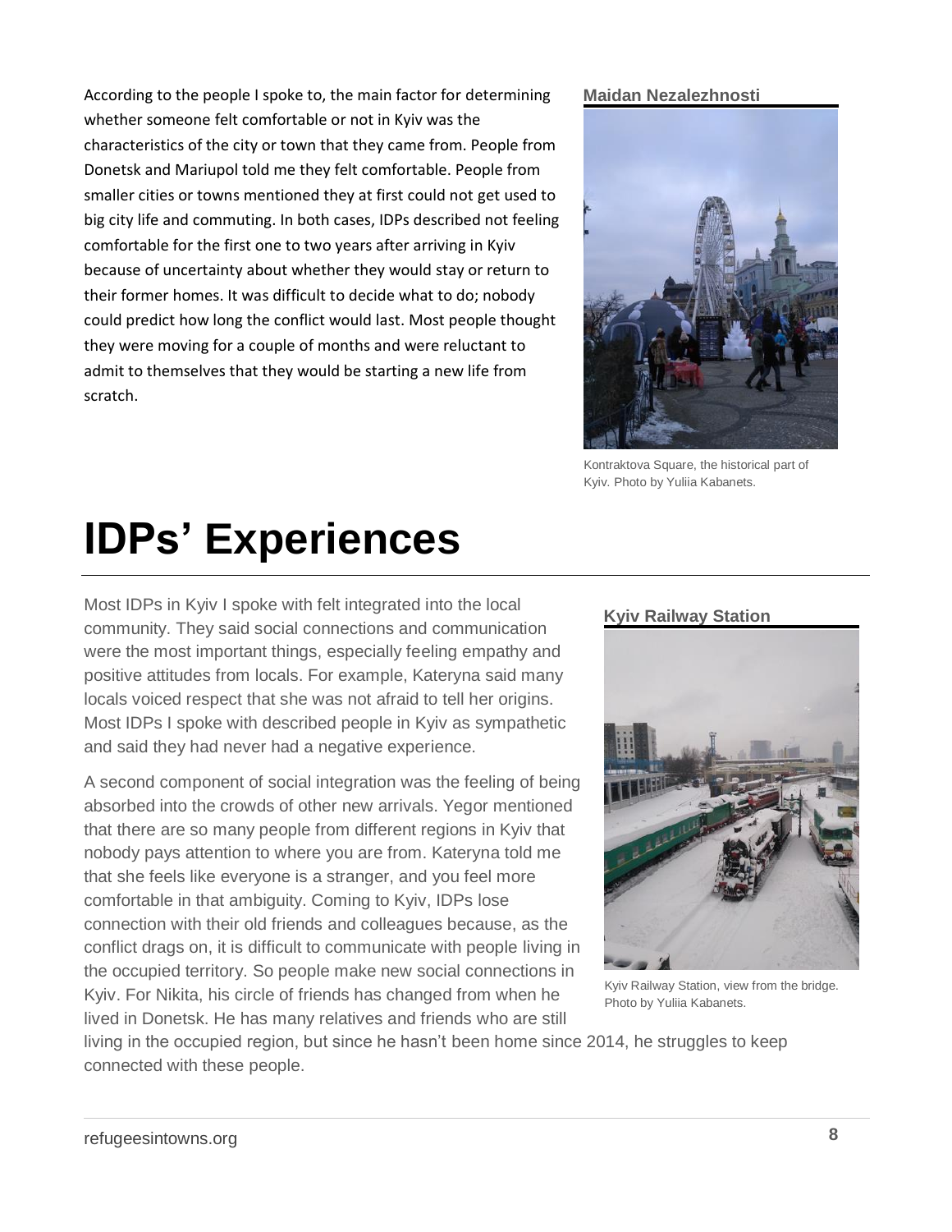According to the people I spoke to, the main factor for determining whether someone felt comfortable or not in Kyiv was the characteristics of the city or town that they came from. People from Donetsk and Mariupol told me they felt comfortable. People from smaller cities or towns mentioned they at first could not get used to big city life and commuting. In both cases, IDPs described not feeling comfortable for the first one to two years after arriving in Kyiv because of uncertainty about whether they would stay or return to their former homes. It was difficult to decide what to do; nobody could predict how long the conflict would last. Most people thought they were moving for a couple of months and were reluctant to admit to themselves that they would be starting a new life from scratch.

**Maidan Nezalezhnosti**

Kontraktova Square, the historical part of Kyiv. Photo by Yuliia Kabanets.

# IDPs' Experiences

Most IDPs in Kyiv I spoke with felt integrated into the local community. They said social connections and communication were the most important things, especially feeling empathy and positive attitudes from locals. For example, Kateryna said many locals voiced respect that she was not afraid to tell her origins. Most IDPs I spoke with described people in Kyiv as sympathetic and said they had never had a negative experience.

A second component of social integration was the feeling of being absorbed into the crowds of other new arrivals. Yegor mentioned that there are so many people from different regions in Kyiv that nobody pays attention to where you are from. Kateryna told me that she feels like everyone is a stranger, and you feel more comfortable in that ambiguity. Coming to Kyiv, IDPs lose connection with their old friends and colleagues because, as the conflict drags on, it is difficult to communicate with people living in the occupied territory. So people make new social connections in Kyiv. For Nikita, his circle of friends has changed from when he lived in Donetsk. He has many relatives and friends who are still living in the occupied region, but since he hasn't been home since 2014, he struggles to keep connected with these people.

**Kyiv Railway Station**

Kyiv Railway Station, view from the bridge. Photo by Yuliia Kabanets.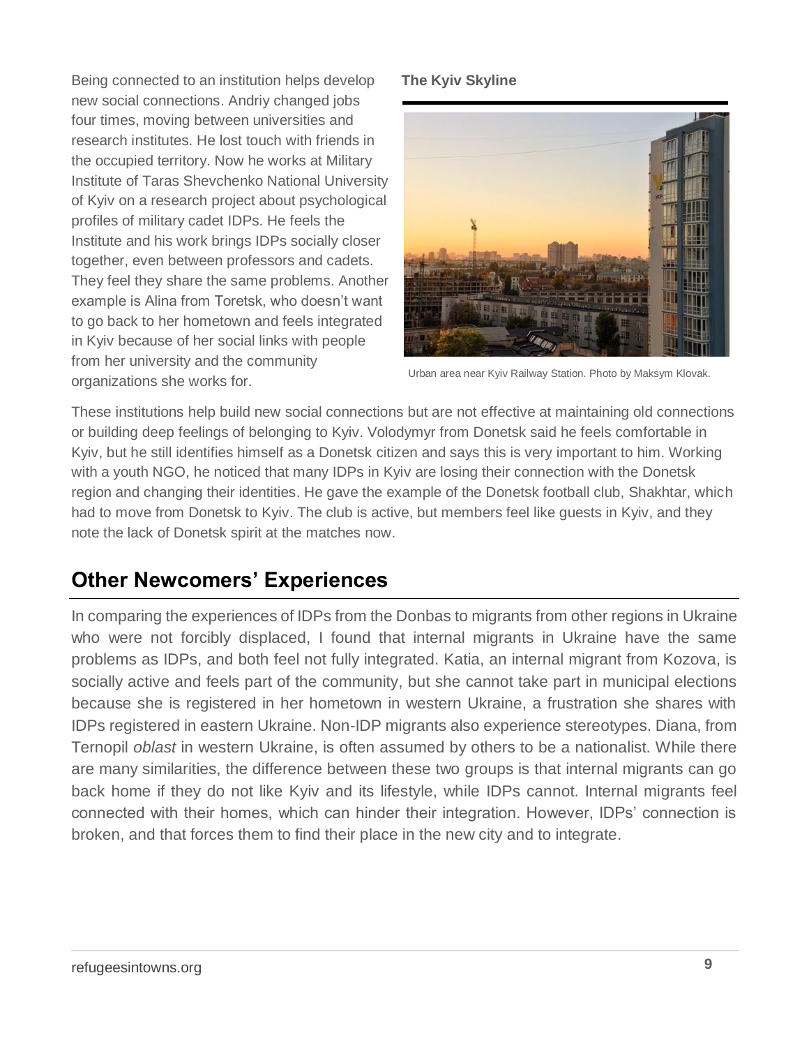Being connected to an institution helps develop new social connections. Andriy changed jobs four times, moving between universities and research institutes. He lost touch with friends in the occupied territory. Now he works at Military Institute of Taras Shevchenko National University of Kyiv on a research project about psychological profiles of military cadet IDPs. He feels the Institute and his work brings IDPs socially closer together, even between professors and cadets. They feel they share the same problems. Another example is Alina from Toretsk, who doesn't want to go back to her hometown and feels integrated in Kyiv because of her social links with people from her university and the community organizations she works for.

**The Kyiv Skyline**

Urban area near Kyiv Railway Station. Photo by Maksym Klovak.

These institutions help build new social connections but are not effective at maintaining old connections or building deep feelings of belonging to Kyiv. Volodymyr from Donetsk said he feels comfortable in Kyiv, but he still identifies himself as a Donetsk citizen and says this is very important to him. Working with a youth NGO, he noticed that many IDPs in Kyiv are losing their connection with the Donetsk region and changing their identities. He gave the example of the Donetsk football club, Shakhtar, which had to move from Donetsk to Kyiv. The club is active, but members feel like guests in Kyiv, and they note the lack of Donetsk spirit at the matches now.

## Other Newcomers' Experiences

In comparing the experiences of IDPs from the Donbas to migrants from other regions in Ukraine who were not forcibly displaced, I found that internal migrants in Ukraine have the same problems as IDPs, and both feel not fully integrated. Katia, an internal migrant from Kozova, is socially active and feels part of the community, but she cannot take part in municipal elections because she is registered in her hometown in western Ukraine, a frustration she shares with IDPs registered in eastern Ukraine. Non-IDP migrants also experience stereotypes. Diana, from Ternopil *oblast* in western Ukraine, is often assumed by others to be a nationalist. While there are many similarities, the difference between these two groups is that internal migrants can go back home if they do not like Kyiv and its lifestyle, while IDPs cannot. Internal migrants feel connected with their homes, which can hinder their integration. However, IDPs' connection is broken, and that forces them to find their place in the new city and to integrate.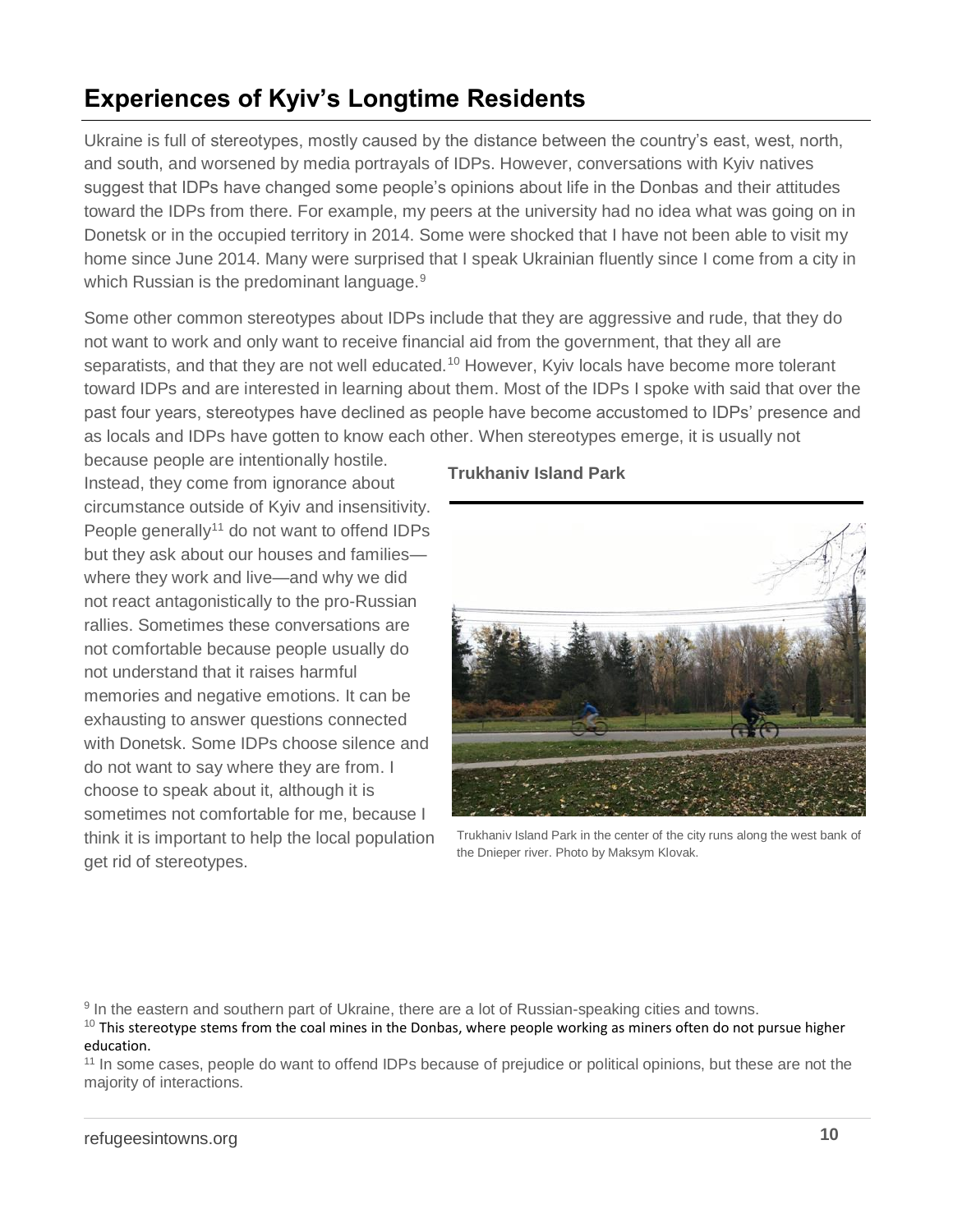## Experiences of Kyiv's Longtime Residents

Ukraine is full of stereotypes, mostly caused by the distance between the country's east, west, north, and south, and worsened by media portrayals of IDPs. However, conversations with Kyiv natives suggest that IDPs have changed some people's opinions about life in the Donbas and their attitudes toward the IDPs from there. For example, my peers at the university had no idea what was going on in Donetsk or in the occupied territory in 2014. Some were shocked that I have not been able to visit my home since June 2014. Many were surprised that I speak Ukrainian fluently since I come from a city in which Russian is the predominant language.[9]

Some other common stereotypes about IDPs include that they are aggressive and rude, that they do not want to work and only want to receive financial aid from the government, that they all are separatists, and that they are not well educated.[10] However, Kyiv locals have become more tolerant toward IDPs and are interested in learning about them. Most of the IDPs I spoke with said that over the past four years, stereotypes have declined as people have become accustomed to IDPs' presence and as locals and IDPs have gotten to know each other. When stereotypes emerge, it is usually not because people are intentionally hostile. Instead, they come from ignorance about circumstance outside of Kyiv and insensitivity. People generally[11] do not want to offend IDPs but they ask about our houses and families—where they work and live—and why we did not react antagonistically to the pro-Russian rallies. Sometimes these conversations are not comfortable because people usually do not understand that it raises harmful memories and negative emotions. It can be exhausting to answer questions connected with Donetsk. Some IDPs choose silence and do not want to say where they are from. I choose to speak about it, although it is sometimes not comfortable for me, because I think it is important to help the local population get rid of stereotypes.

**Trukhaniv Island Park**

Trukhaniv Island Park in the center of the city runs along the west bank of the Dnieper river. Photo by Maksym Klovak.

---

[9] In the eastern and southern part of Ukraine, there are a lot of Russian-speaking cities and towns.

[10] This stereotype stems from the coal mines in the Donbas, where people working as miners often do not pursue higher education.

[11] In some cases, people do want to offend IDPs because of prejudice or political opinions, but these are not the majority of interactions.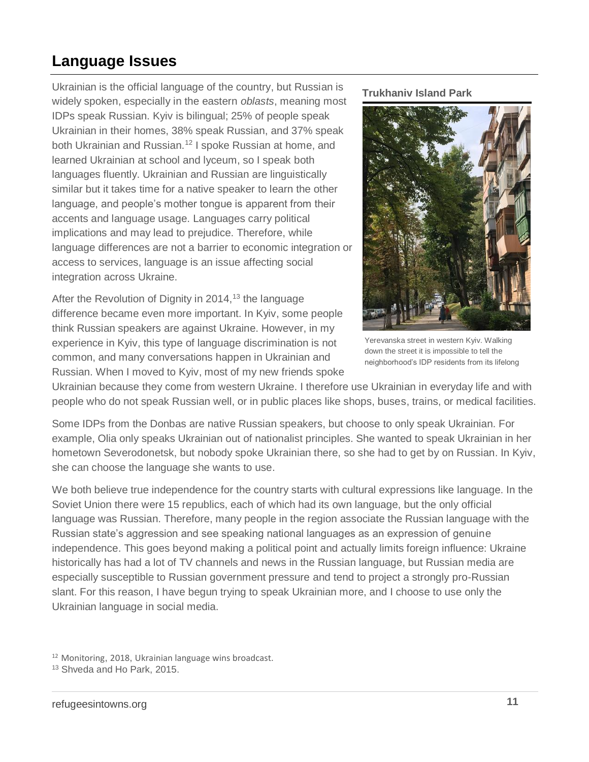## Language Issues

Ukrainian is the official language of the country, but Russian is widely spoken, especially in the eastern *oblasts*, meaning most IDPs speak Russian. Kyiv is bilingual; 25% of people speak Ukrainian in their homes, 38% speak Russian, and 37% speak both Ukrainian and Russian.[12] I spoke Russian at home, and learned Ukrainian at school and lyceum, so I speak both languages fluently. Ukrainian and Russian are linguistically similar but it takes time for a native speaker to learn the other language, and people's mother tongue is apparent from their accents and language usage. Languages carry political implications and may lead to prejudice. Therefore, while language differences are not a barrier to economic integration or access to services, language is an issue affecting social integration across Ukraine.

**Trukhaniv Island Park**

Yerevanska street in western Kyiv. Walking down the street it is impossible to tell the neighborhood's IDP residents from its lifelong

After the Revolution of Dignity in 2014,[13] the language difference became even more important. In Kyiv, some people think Russian speakers are against Ukraine. However, in my experience in Kyiv, this type of language discrimination is not common, and many conversations happen in Ukrainian and Russian. When I moved to Kyiv, most of my new friends spoke Ukrainian because they come from western Ukraine. I therefore use Ukrainian in everyday life and with people who do not speak Russian well, or in public places like shops, buses, trains, or medical facilities.

Some IDPs from the Donbas are native Russian speakers, but choose to only speak Ukrainian. For example, Olia only speaks Ukrainian out of nationalist principles. She wanted to speak Ukrainian in her hometown Severodonetsk, but nobody spoke Ukrainian there, so she had to get by on Russian. In Kyiv, she can choose the language she wants to use.

We both believe true independence for the country starts with cultural expressions like language. In the Soviet Union there were 15 republics, each of which had its own language, but the only official language was Russian. Therefore, many people in the region associate the Russian language with the Russian state's aggression and see speaking national languages as an expression of genuine independence. This goes beyond making a political point and actually limits foreign influence: Ukraine historically has had a lot of TV channels and news in the Russian language, but Russian media are especially susceptible to Russian government pressure and tend to project a strongly pro-Russian slant. For this reason, I have begun trying to speak Ukrainian more, and I choose to use only the Ukrainian language in social media.

[12] Monitoring, 2018, Ukrainian language wins broadcast.

[13] Shveda and Ho Park, 2015.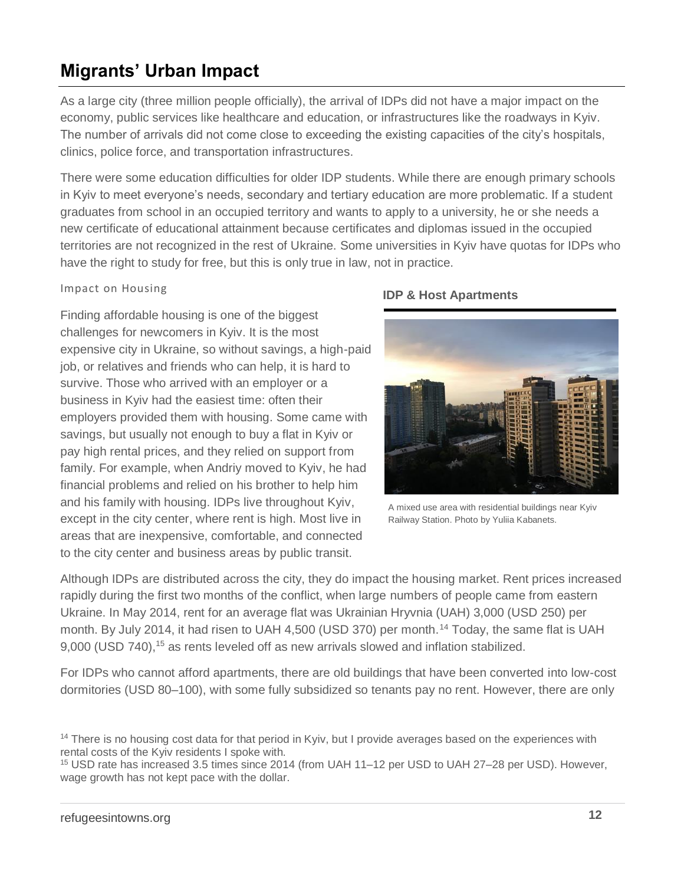## Migrants' Urban Impact

As a large city (three million people officially), the arrival of IDPs did not have a major impact on the economy, public services like healthcare and education, or infrastructures like the roadways in Kyiv. The number of arrivals did not come close to exceeding the existing capacities of the city's hospitals, clinics, police force, and transportation infrastructures.

There were some education difficulties for older IDP students. While there are enough primary schools in Kyiv to meet everyone's needs, secondary and tertiary education are more problematic. If a student graduates from school in an occupied territory and wants to apply to a university, he or she needs a new certificate of educational attainment because certificates and diplomas issued in the occupied territories are not recognized in the rest of Ukraine. Some universities in Kyiv have quotas for IDPs who have the right to study for free, but this is only true in law, not in practice.

### Impact on Housing

Finding affordable housing is one of the biggest challenges for newcomers in Kyiv. It is the most expensive city in Ukraine, so without savings, a high-paid job, or relatives and friends who can help, it is hard to survive. Those who arrived with an employer or a business in Kyiv had the easiest time: often their employers provided them with housing. Some came with savings, but usually not enough to buy a flat in Kyiv or pay high rental prices, and they relied on support from family. For example, when Andriy moved to Kyiv, he had financial problems and relied on his brother to help him and his family with housing. IDPs live throughout Kyiv, except in the city center, where rent is high. Most live in areas that are inexpensive, comfortable, and connected to the city center and business areas by public transit.

**IDP & Host Apartments**

A mixed use area with residential buildings near Kyiv Railway Station. Photo by Yuliia Kabanets.

Although IDPs are distributed across the city, they do impact the housing market. Rent prices increased rapidly during the first two months of the conflict, when large numbers of people came from eastern Ukraine. In May 2014, rent for an average flat was Ukrainian Hryvnia (UAH) 3,000 (USD 250) per month. By July 2014, it had risen to UAH 4,500 (USD 370) per month.[14] Today, the same flat is UAH 9,000 (USD 740),[15] as rents leveled off as new arrivals slowed and inflation stabilized.

For IDPs who cannot afford apartments, there are old buildings that have been converted into low-cost dormitories (USD 80–100), with some fully subsidized so tenants pay no rent. However, there are only

---

[14] There is no housing cost data for that period in Kyiv, but I provide averages based on the experiences with rental costs of the Kyiv residents I spoke with.

[15] USD rate has increased 3.5 times since 2014 (from UAH 11–12 per USD to UAH 27–28 per USD). However, wage growth has not kept pace with the dollar.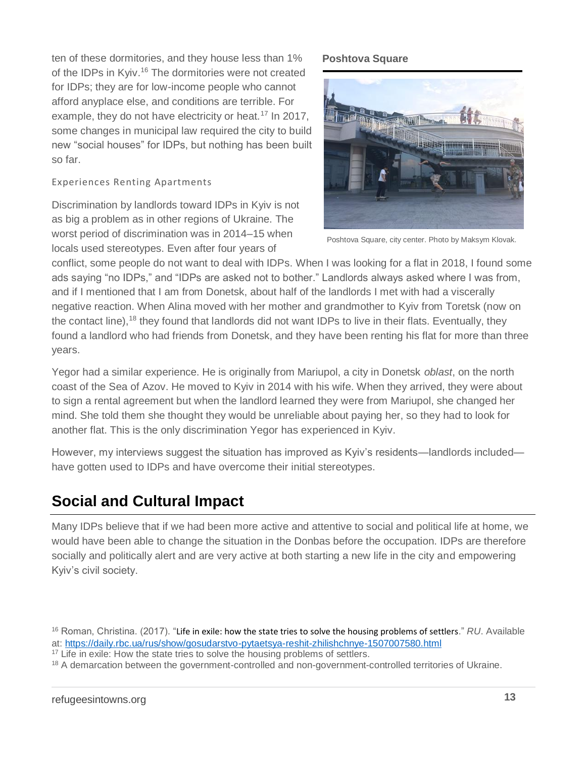ten of these dormitories, and they house less than 1% of the IDPs in Kyiv.[16] The dormitories were not created for IDPs; they are for low-income people who cannot afford anyplace else, and conditions are terrible. For example, they do not have electricity or heat.[17] In 2017, some changes in municipal law required the city to build new "social houses" for IDPs, but nothing has been built so far.

**Poshtova Square**

Poshtova Square, city center. Photo by Maksym Klovak.

### Experiences Renting Apartments

Discrimination by landlords toward IDPs in Kyiv is not as big a problem as in other regions of Ukraine. The worst period of discrimination was in 2014–15 when locals used stereotypes. Even after four years of conflict, some people do not want to deal with IDPs. When I was looking for a flat in 2018, I found some ads saying "no IDPs," and "IDPs are asked not to bother." Landlords always asked where I was from, and if I mentioned that I am from Donetsk, about half of the landlords I met with had a viscerally negative reaction. When Alina moved with her mother and grandmother to Kyiv from Toretsk (now on the contact line),[18] they found that landlords did not want IDPs to live in their flats. Eventually, they found a landlord who had friends from Donetsk, and they have been renting his flat for more than three years.

Yegor had a similar experience. He is originally from Mariupol, a city in Donetsk *oblast*, on the north coast of the Sea of Azov. He moved to Kyiv in 2014 with his wife. When they arrived, they were about to sign a rental agreement but when the landlord learned they were from Mariupol, she changed her mind. She told them she thought they would be unreliable about paying her, so they had to look for another flat. This is the only discrimination Yegor has experienced in Kyiv.

However, my interviews suggest the situation has improved as Kyiv's residents—landlords included—have gotten used to IDPs and have overcome their initial stereotypes.

## Social and Cultural Impact

Many IDPs believe that if we had been more active and attentive to social and political life at home, we would have been able to change the situation in the Donbas before the occupation. IDPs are therefore socially and politically alert and are very active at both starting a new life in the city and empowering Kyiv's civil society.

[16] Roman, Christina. (2017). "Life in exile: how the state tries to solve the housing problems of settlers." *RU*. Available at: https://daily.rbc.ua/rus/show/gosudarstvo-pytaetsya-reshit-zhilishchnye-1507007580.html

[17] Life in exile: How the state tries to solve the housing problems of settlers.

[18] A demarcation between the government-controlled and non-government-controlled territories of Ukraine.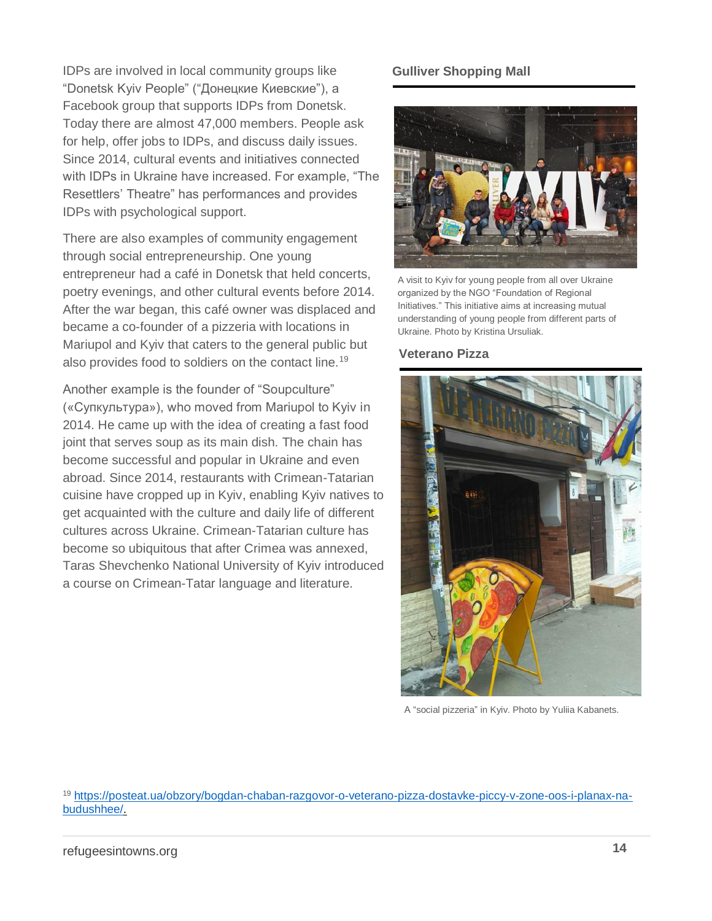IDPs are involved in local community groups like "Donetsk Kyiv People" ("Донецкие Киевские"), a Facebook group that supports IDPs from Donetsk. Today there are almost 47,000 members. People ask for help, offer jobs to IDPs, and discuss daily issues. Since 2014, cultural events and initiatives connected with IDPs in Ukraine have increased. For example, "The Resettlers' Theatre" has performances and provides IDPs with psychological support.

There are also examples of community engagement through social entrepreneurship. One young entrepreneur had a café in Donetsk that held concerts, poetry evenings, and other cultural events before 2014. After the war began, this café owner was displaced and became a co-founder of a pizzeria with locations in Mariupol and Kyiv that caters to the general public but also provides food to soldiers on the contact line.[19]

Another example is the founder of "Soupculture" («Супкультура»), who moved from Mariupol to Kyiv in 2014. He came up with the idea of creating a fast food joint that serves soup as its main dish. The chain has become successful and popular in Ukraine and even abroad. Since 2014, restaurants with Crimean-Tatarian cuisine have cropped up in Kyiv, enabling Kyiv natives to get acquainted with the culture and daily life of different cultures across Ukraine. Crimean-Tatarian culture has become so ubiquitous that after Crimea was annexed, Taras Shevchenko National University of Kyiv introduced a course on Crimean-Tatar language and literature.

### Gulliver Shopping Mall

A visit to Kyiv for young people from all over Ukraine organized by the NGO "Foundation of Regional Initiatives." This initiative aims at increasing mutual understanding of young people from different parts of Ukraine. Photo by Kristina Ursuliak.

### Veterano Pizza

A "social pizzeria" in Kyiv. Photo by Yuliia Kabanets.

[19] https://posteat.ua/obzory/bogdan-chaban-razgovor-o-veterano-pizza-dostavke-piccy-v-zone-oos-i-planax-na-budushhee/.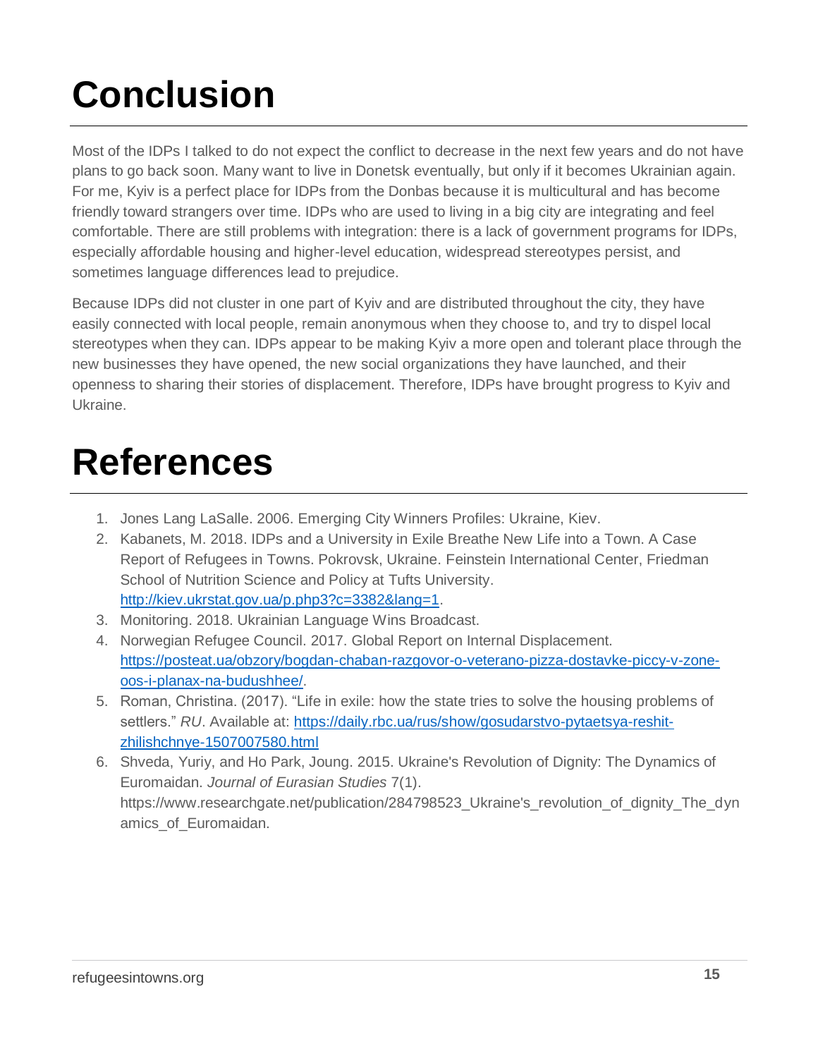# Conclusion

Most of the IDPs I talked to do not expect the conflict to decrease in the next few years and do not have plans to go back soon. Many want to live in Donetsk eventually, but only if it becomes Ukrainian again. For me, Kyiv is a perfect place for IDPs from the Donbas because it is multicultural and has become friendly toward strangers over time. IDPs who are used to living in a big city are integrating and feel comfortable. There are still problems with integration: there is a lack of government programs for IDPs, especially affordable housing and higher-level education, widespread stereotypes persist, and sometimes language differences lead to prejudice.

Because IDPs did not cluster in one part of Kyiv and are distributed throughout the city, they have easily connected with local people, remain anonymous when they choose to, and try to dispel local stereotypes when they can. IDPs appear to be making Kyiv a more open and tolerant place through the new businesses they have opened, the new social organizations they have launched, and their openness to sharing their stories of displacement. Therefore, IDPs have brought progress to Kyiv and Ukraine.

# References

1. Jones Lang LaSalle. 2006. Emerging City Winners Profiles: Ukraine, Kiev.
2. Kabanets, M. 2018. IDPs and a University in Exile Breathe New Life into a Town. A Case Report of Refugees in Towns. Pokrovsk, Ukraine. Feinstein International Center, Friedman School of Nutrition Science and Policy at Tufts University. [http://kiev.ukrstat.gov.ua/p.php3?c=3382&lang=1](http://kiev.ukrstat.gov.ua/p.php3?c=3382&lang=1).
3. Monitoring. 2018. Ukrainian Language Wins Broadcast.
4. Norwegian Refugee Council. 2017. Global Report on Internal Displacement. [https://posteat.ua/obzory/bogdan-chaban-razgovor-o-veterano-pizza-dostavke-piccy-v-zone-oos-i-planax-na-budushhee/](https://posteat.ua/obzory/bogdan-chaban-razgovor-o-veterano-pizza-dostavke-piccy-v-zone-oos-i-planax-na-budushhee/).
5. Roman, Christina. (2017). "Life in exile: how the state tries to solve the housing problems of settlers." *RU*. Available at: [https://daily.rbc.ua/rus/show/gosudarstvo-pytaetsya-reshit-zhilishchnye-1507007580.html](https://daily.rbc.ua/rus/show/gosudarstvo-pytaetsya-reshit-zhilishchnye-1507007580.html)
6. Shveda, Yuriy, and Ho Park, Joung. 2015. Ukraine's Revolution of Dignity: The Dynamics of Euromaidan. *Journal of Eurasian Studies* 7(1). https://www.researchgate.net/publication/284798523_Ukraine's_revolution_of_dignity_The_dynamics_of_Euromaidan.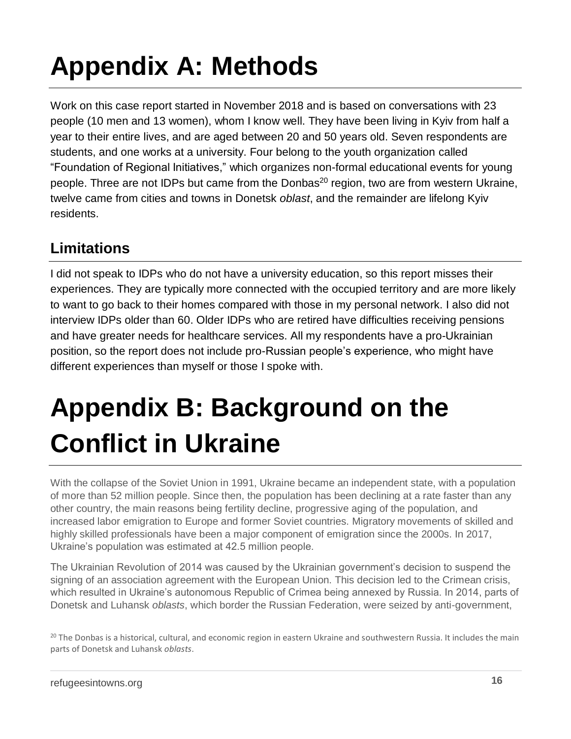# Appendix A: Methods

Work on this case report started in November 2018 and is based on conversations with 23 people (10 men and 13 women), whom I know well. They have been living in Kyiv from half a year to their entire lives, and are aged between 20 and 50 years old. Seven respondents are students, and one works at a university. Four belong to the youth organization called "Foundation of Regional Initiatives," which organizes non-formal educational events for young people. Three are not IDPs but came from the Donbas[20] region, two are from western Ukraine, twelve came from cities and towns in Donetsk *oblast*, and the remainder are lifelong Kyiv residents.

## Limitations

I did not speak to IDPs who do not have a university education, so this report misses their experiences. They are typically more connected with the occupied territory and are more likely to want to go back to their homes compared with those in my personal network. I also did not interview IDPs older than 60. Older IDPs who are retired have difficulties receiving pensions and have greater needs for healthcare services. All my respondents have a pro-Ukrainian position, so the report does not include pro-Russian people's experience, who might have different experiences than myself or those I spoke with.

# Appendix B: Background on the Conflict in Ukraine

With the collapse of the Soviet Union in 1991, Ukraine became an independent state, with a population of more than 52 million people. Since then, the population has been declining at a rate faster than any other country, the main reasons being fertility decline, progressive aging of the population, and increased labor emigration to Europe and former Soviet countries. Migratory movements of skilled and highly skilled professionals have been a major component of emigration since the 2000s. In 2017, Ukraine's population was estimated at 42.5 million people.

The Ukrainian Revolution of 2014 was caused by the Ukrainian government's decision to suspend the signing of an association agreement with the European Union. This decision led to the Crimean crisis, which resulted in Ukraine's autonomous Republic of Crimea being annexed by Russia. In 2014, parts of Donetsk and Luhansk *oblasts*, which border the Russian Federation, were seized by anti-government,

[20] The Donbas is a historical, cultural, and economic region in eastern Ukraine and southwestern Russia. It includes the main parts of Donetsk and Luhansk *oblasts*.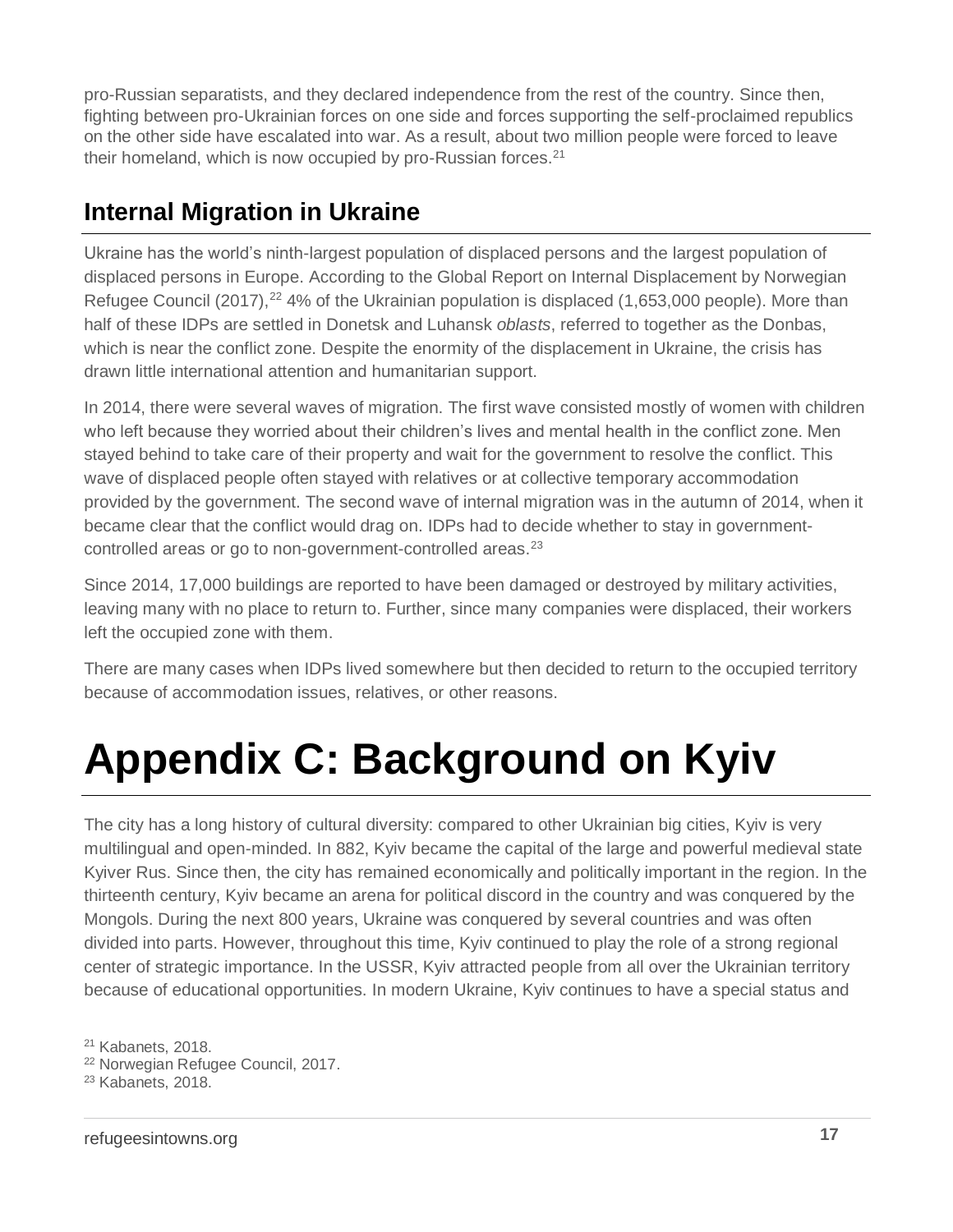pro-Russian separatists, and they declared independence from the rest of the country. Since then, fighting between pro-Ukrainian forces on one side and forces supporting the self-proclaimed republics on the other side have escalated into war. As a result, about two million people were forced to leave their homeland, which is now occupied by pro-Russian forces.[21]

## Internal Migration in Ukraine

Ukraine has the world's ninth-largest population of displaced persons and the largest population of displaced persons in Europe. According to the Global Report on Internal Displacement by Norwegian Refugee Council (2017),[22] 4% of the Ukrainian population is displaced (1,653,000 people). More than half of these IDPs are settled in Donetsk and Luhansk *oblasts*, referred to together as the Donbas, which is near the conflict zone. Despite the enormity of the displacement in Ukraine, the crisis has drawn little international attention and humanitarian support.

In 2014, there were several waves of migration. The first wave consisted mostly of women with children who left because they worried about their children's lives and mental health in the conflict zone. Men stayed behind to take care of their property and wait for the government to resolve the conflict. This wave of displaced people often stayed with relatives or at collective temporary accommodation provided by the government. The second wave of internal migration was in the autumn of 2014, when it became clear that the conflict would drag on. IDPs had to decide whether to stay in government-controlled areas or go to non-government-controlled areas.[23]

Since 2014, 17,000 buildings are reported to have been damaged or destroyed by military activities, leaving many with no place to return to. Further, since many companies were displaced, their workers left the occupied zone with them.

There are many cases when IDPs lived somewhere but then decided to return to the occupied territory because of accommodation issues, relatives, or other reasons.

# Appendix C: Background on Kyiv

The city has a long history of cultural diversity: compared to other Ukrainian big cities, Kyiv is very multilingual and open-minded. In 882, Kyiv became the capital of the large and powerful medieval state Kyiver Rus. Since then, the city has remained economically and politically important in the region. In the thirteenth century, Kyiv became an arena for political discord in the country and was conquered by the Mongols. During the next 800 years, Ukraine was conquered by several countries and was often divided into parts. However, throughout this time, Kyiv continued to play the role of a strong regional center of strategic importance. In the USSR, Kyiv attracted people from all over the Ukrainian territory because of educational opportunities. In modern Ukraine, Kyiv continues to have a special status and

[21] Kabanets, 2018.
[22] Norwegian Refugee Council, 2017.
[23] Kabanets, 2018.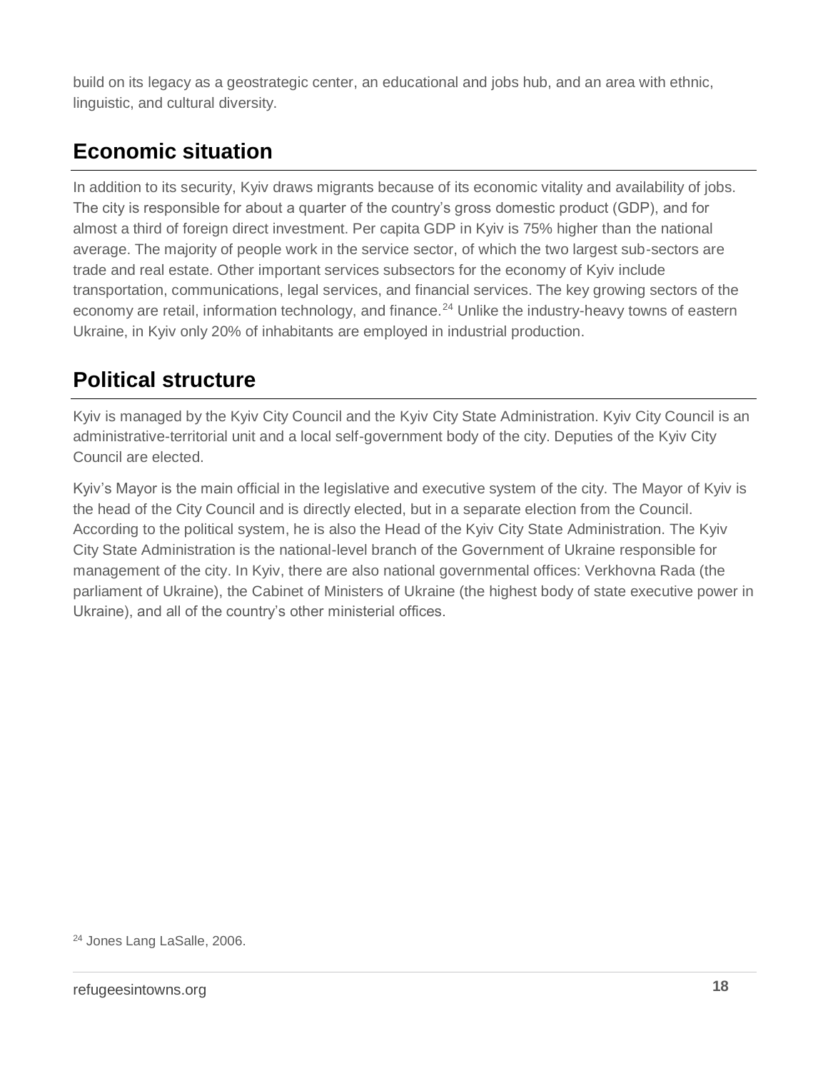build on its legacy as a geostrategic center, an educational and jobs hub, and an area with ethnic, linguistic, and cultural diversity.

## Economic situation

In addition to its security, Kyiv draws migrants because of its economic vitality and availability of jobs. The city is responsible for about a quarter of the country's gross domestic product (GDP), and for almost a third of foreign direct investment. Per capita GDP in Kyiv is 75% higher than the national average. The majority of people work in the service sector, of which the two largest sub-sectors are trade and real estate. Other important services subsectors for the economy of Kyiv include transportation, communications, legal services, and financial services. The key growing sectors of the economy are retail, information technology, and finance.[24] Unlike the industry-heavy towns of eastern Ukraine, in Kyiv only 20% of inhabitants are employed in industrial production.

## Political structure

Kyiv is managed by the Kyiv City Council and the Kyiv City State Administration. Kyiv City Council is an administrative-territorial unit and a local self-government body of the city. Deputies of the Kyiv City Council are elected.

Kyiv's Mayor is the main official in the legislative and executive system of the city. The Mayor of Kyiv is the head of the City Council and is directly elected, but in a separate election from the Council. According to the political system, he is also the Head of the Kyiv City State Administration. The Kyiv City State Administration is the national-level branch of the Government of Ukraine responsible for management of the city. In Kyiv, there are also national governmental offices: Verkhovna Rada (the parliament of Ukraine), the Cabinet of Ministers of Ukraine (the highest body of state executive power in Ukraine), and all of the country's other ministerial offices.

[24] Jones Lang LaSalle, 2006.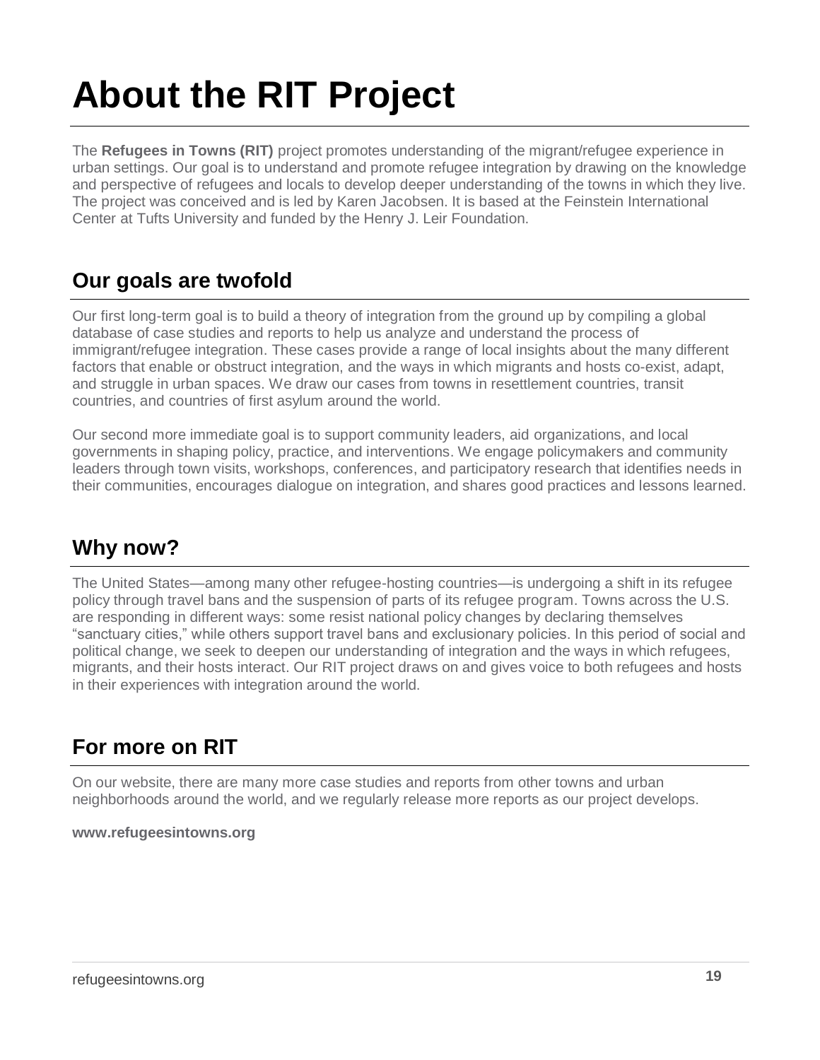# About the RIT Project

The **Refugees in Towns (RIT)** project promotes understanding of the migrant/refugee experience in urban settings. Our goal is to understand and promote refugee integration by drawing on the knowledge and perspective of refugees and locals to develop deeper understanding of the towns in which they live. The project was conceived and is led by Karen Jacobsen. It is based at the Feinstein International Center at Tufts University and funded by the Henry J. Leir Foundation.

## Our goals are twofold

Our first long-term goal is to build a theory of integration from the ground up by compiling a global database of case studies and reports to help us analyze and understand the process of immigrant/refugee integration. These cases provide a range of local insights about the many different factors that enable or obstruct integration, and the ways in which migrants and hosts co-exist, adapt, and struggle in urban spaces. We draw our cases from towns in resettlement countries, transit countries, and countries of first asylum around the world.

Our second more immediate goal is to support community leaders, aid organizations, and local governments in shaping policy, practice, and interventions. We engage policymakers and community leaders through town visits, workshops, conferences, and participatory research that identifies needs in their communities, encourages dialogue on integration, and shares good practices and lessons learned.

## Why now?

The United States—among many other refugee-hosting countries—is undergoing a shift in its refugee policy through travel bans and the suspension of parts of its refugee program. Towns across the U.S. are responding in different ways: some resist national policy changes by declaring themselves "sanctuary cities," while others support travel bans and exclusionary policies. In this period of social and political change, we seek to deepen our understanding of integration and the ways in which refugees, migrants, and their hosts interact. Our RIT project draws on and gives voice to both refugees and hosts in their experiences with integration around the world.

## For more on RIT

On our website, there are many more case studies and reports from other towns and urban neighborhoods around the world, and we regularly release more reports as our project develops.

**www.refugeesintowns.org**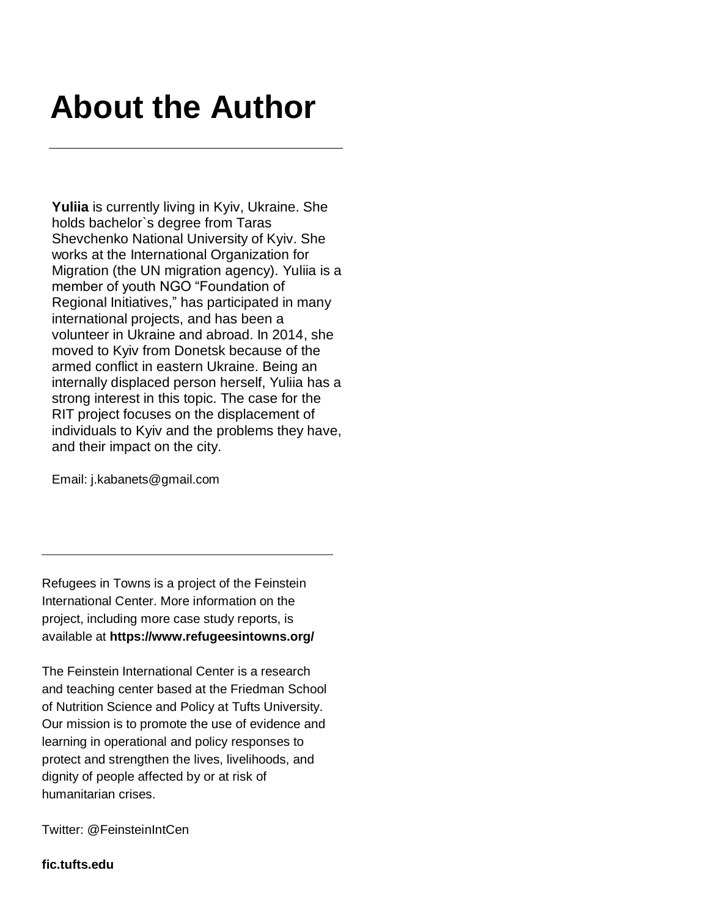# About the Author

**Yuliia** is currently living in Kyiv, Ukraine. She holds bachelor`s degree from Taras Shevchenko National University of Kyiv. She works at the International Organization for Migration (the UN migration agency). Yuliia is a member of youth NGO "Foundation of Regional Initiatives," has participated in many international projects, and has been a volunteer in Ukraine and abroad. In 2014, she moved to Kyiv from Donetsk because of the armed conflict in eastern Ukraine. Being an internally displaced person herself, Yuliia has a strong interest in this topic. The case for the RIT project focuses on the displacement of individuals to Kyiv and the problems they have, and their impact on the city.

Email: j.kabanets@gmail.com

---

Refugees in Towns is a project of the Feinstein International Center. More information on the project, including more case study reports, is available at **https://www.refugeesintowns.org/**

The Feinstein International Center is a research and teaching center based at the Friedman School of Nutrition Science and Policy at Tufts University. Our mission is to promote the use of evidence and learning in operational and policy responses to protect and strengthen the lives, livelihoods, and dignity of people affected by or at risk of humanitarian crises.

Twitter: @FeinsteinIntCen

**fic.tufts.edu**